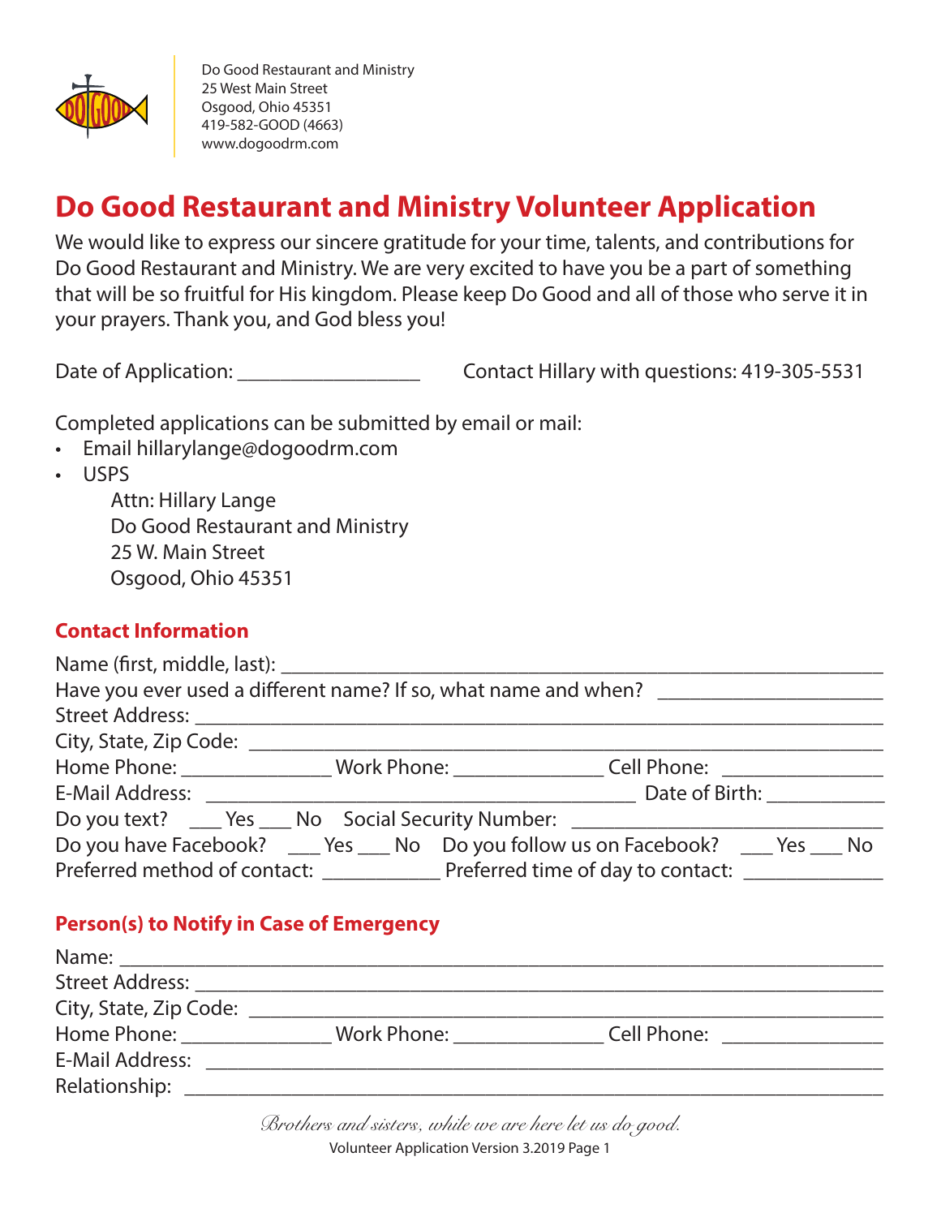Do Good Restaurant and Ministry
25 West Main Street
Osgood, Ohio 45351
419-582-GOOD (4663)
www.dogoodrm.com

# Do Good Restaurant and Ministry Volunteer Application

We would like to express our sincere gratitude for your time, talents, and contributions for Do Good Restaurant and Ministry. We are very excited to have you be a part of something that will be so fruitful for His kingdom. Please keep Do Good and all of those who serve it in your prayers. Thank you, and God bless you!

Date of Application: _________________ Contact Hillary with questions: 419-305-5531

Completed applications can be submitted by email or mail:

- Email hillarylange@dogoodrm.com
- USPS

  Attn: Hillary Lange
  Do Good Restaurant and Ministry
  25 W. Main Street
  Osgood, Ohio 45351

## Contact Information

Name (first, middle, last): ___________________________________________________

Have you ever used a different name? If so, what name and when? _____________________

Street Address: _________________________________________________________

City, State, Zip Code: _____________________________________________________

Home Phone: ______________ Work Phone: ______________ Cell Phone: _______________

E-Mail Address: ________________________________________ Date of Birth: ___________

Do you text? ___ Yes ___ No Social Security Number: ______________________________

Do you have Facebook? ___ Yes ___ No Do you follow us on Facebook? ___ Yes ___ No

Preferred method of contact: ___________ Preferred time of day to contact: _____________

## Person(s) to Notify in Case of Emergency

Name: _______________________________________________________________

Street Address: _________________________________________________________

City, State, Zip Code: _____________________________________________________

Home Phone: ______________ Work Phone: ______________ Cell Phone: _______________

E-Mail Address: _________________________________________________________

Relationship: ___________________________________________________________

*Brothers and sisters, while we are here let us do good.*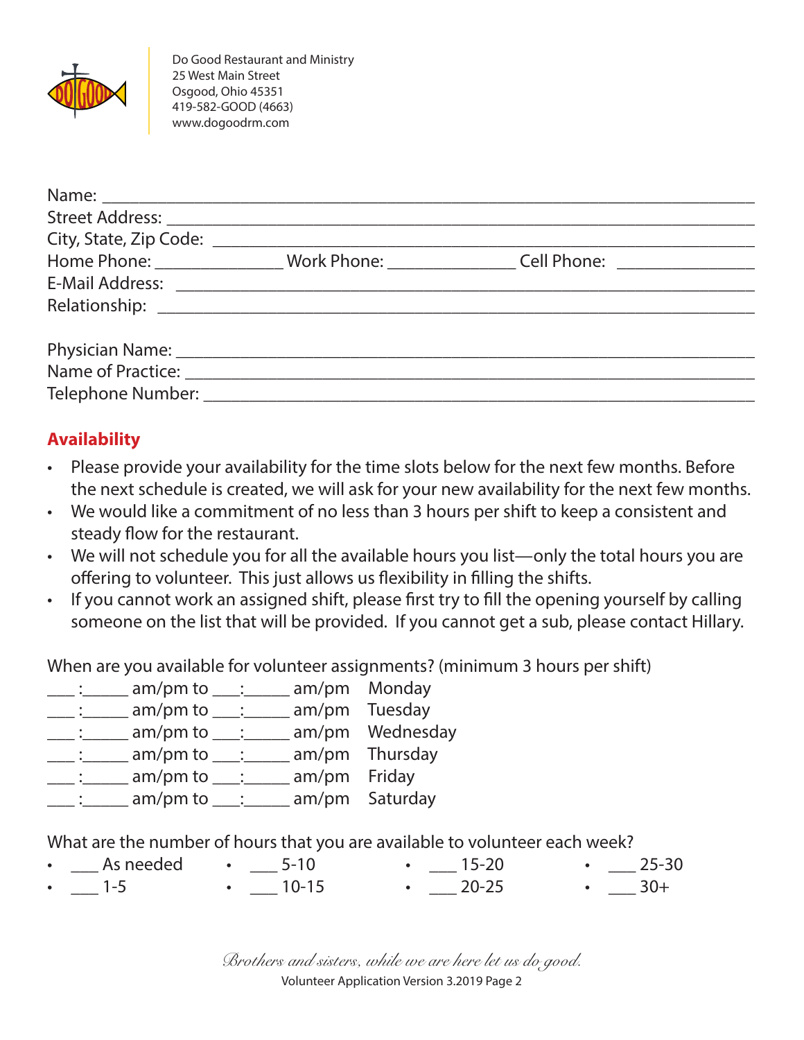Do Good Restaurant and Ministry
25 West Main Street
Osgood, Ohio 45351
419-582-GOOD (4663)
www.dogoodrm.com

Name: ______________________________________________________________________
Street Address: ______________________________________________________________
City, State, Zip Code: _________________________________________________________
Home Phone: _____________ Work Phone: _____________ Cell Phone: _______________
E-Mail Address: ______________________________________________________________
Relationship: ________________________________________________________________

Physician Name: _____________________________________________________________
Name of Practice: ____________________________________________________________
Telephone Number: ___________________________________________________________

## Availability

- Please provide your availability for the time slots below for the next few months. Before the next schedule is created, we will ask for your new availability for the next few months.
- We would like a commitment of no less than 3 hours per shift to keep a consistent and steady flow for the restaurant.
- We will not schedule you for all the available hours you list—only the total hours you are offering to volunteer. This just allows us flexibility in filling the shifts.
- If you cannot work an assigned shift, please first try to fill the opening yourself by calling someone on the list that will be provided. If you cannot get a sub, please contact Hillary.

When are you available for volunteer assignments? (minimum 3 hours per shift)

___ :_____ am/pm to ___:_____ am/pm Monday
___ :_____ am/pm to ___:_____ am/pm Tuesday
___ :_____ am/pm to ___:_____ am/pm Wednesday
___ :_____ am/pm to ___:_____ am/pm Thursday
___ :_____ am/pm to ___:_____ am/pm Friday
___ :_____ am/pm to ___:_____ am/pm Saturday

What are the number of hours that you are available to volunteer each week?

- ___ As needed
- ___ 1-5
- ___ 5-10
- ___ 10-15
- ___ 15-20
- ___ 20-25
- ___ 25-30
- ___ 30+

*Brothers and sisters, while we are here let us do good.*

Volunteer Application Version 3.2019 Page 2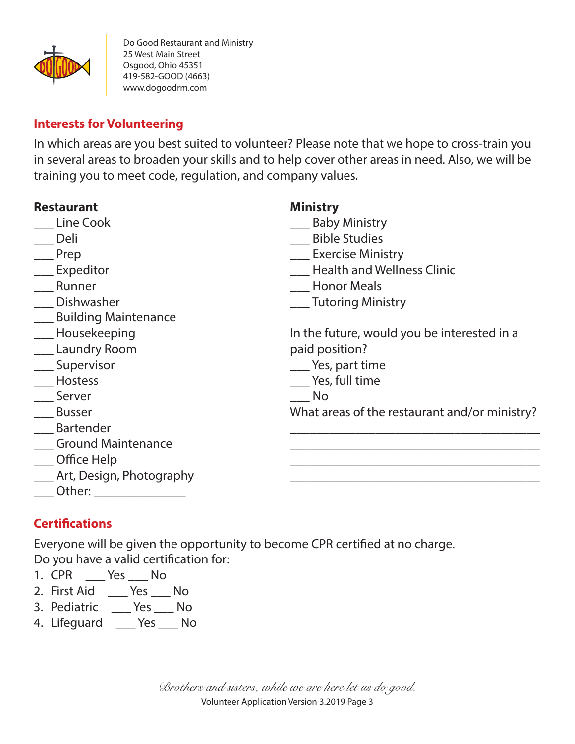Do Good Restaurant and Ministry
25 West Main Street
Osgood, Ohio 45351
419-582-GOOD (4663)
www.dogoodrm.com

## Interests for Volunteering

In which areas are you best suited to volunteer? Please note that we hope to cross-train you in several areas to broaden your skills and to help cover other areas in need. Also, we will be training you to meet code, regulation, and company values.

**Restaurant**

___ Line Cook
___ Deli
___ Prep
___ Expeditor
___ Runner
___ Dishwasher
___ Building Maintenance
___ Housekeeping
___ Laundry Room
___ Supervisor
___ Hostess
___ Server
___ Busser
___ Bartender
___ Ground Maintenance
___ Office Help
___ Art, Design, Photography
___ Other: _______________

**Ministry**

___ Baby Ministry
___ Bible Studies
___ Exercise Ministry
___ Health and Wellness Clinic
___ Honor Meals
___ Tutoring Ministry

In the future, would you be interested in a paid position?

___ Yes, part time
___ Yes, full time
___ No

What areas of the restaurant and/or ministry?

________________________________________
________________________________________
________________________________________
________________________________________

## Certifications

Everyone will be given the opportunity to become CPR certified at no charge.
Do you have a valid certification for:

1. CPR ___ Yes ___ No
2. First Aid ___ Yes ___ No
3. Pediatric ___ Yes ___ No
4. Lifeguard ___ Yes ___ No

*Brothers and sisters, while we are here let us do good.*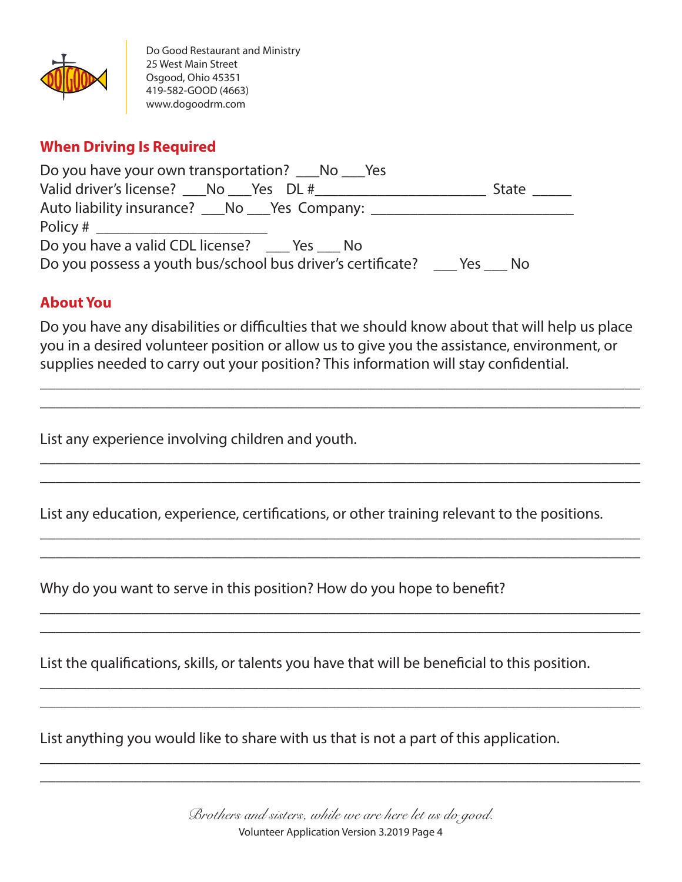Do Good Restaurant and Ministry
25 West Main Street
Osgood, Ohio 45351
419-582-GOOD (4663)
www.dogoodrm.com

## When Driving Is Required

Do you have your own transportation? ___No ___Yes
Valid driver's license? ___No ___Yes DL #______________________ State _____
Auto liability insurance? ___No ___Yes Company: __________________________
Policy # ______________________
Do you have a valid CDL license? ___ Yes ___ No
Do you possess a youth bus/school bus driver's certificate? ___ Yes ___ No

## About You

Do you have any disabilities or difficulties that we should know about that will help us place you in a desired volunteer position or allow us to give you the assistance, environment, or supplies needed to carry out your position? This information will stay confidential.

______________________________________________________________________________
______________________________________________________________________________

List any experience involving children and youth.

______________________________________________________________________________
______________________________________________________________________________

List any education, experience, certifications, or other training relevant to the positions.

______________________________________________________________________________
______________________________________________________________________________

Why do you want to serve in this position? How do you hope to benefit?

______________________________________________________________________________
______________________________________________________________________________

List the qualifications, skills, or talents you have that will be beneficial to this position.

______________________________________________________________________________
______________________________________________________________________________

List anything you would like to share with us that is not a part of this application.

______________________________________________________________________________
______________________________________________________________________________

*Brothers and sisters, while we are here let us do good.*

Volunteer Application Version 3.2019 Page 4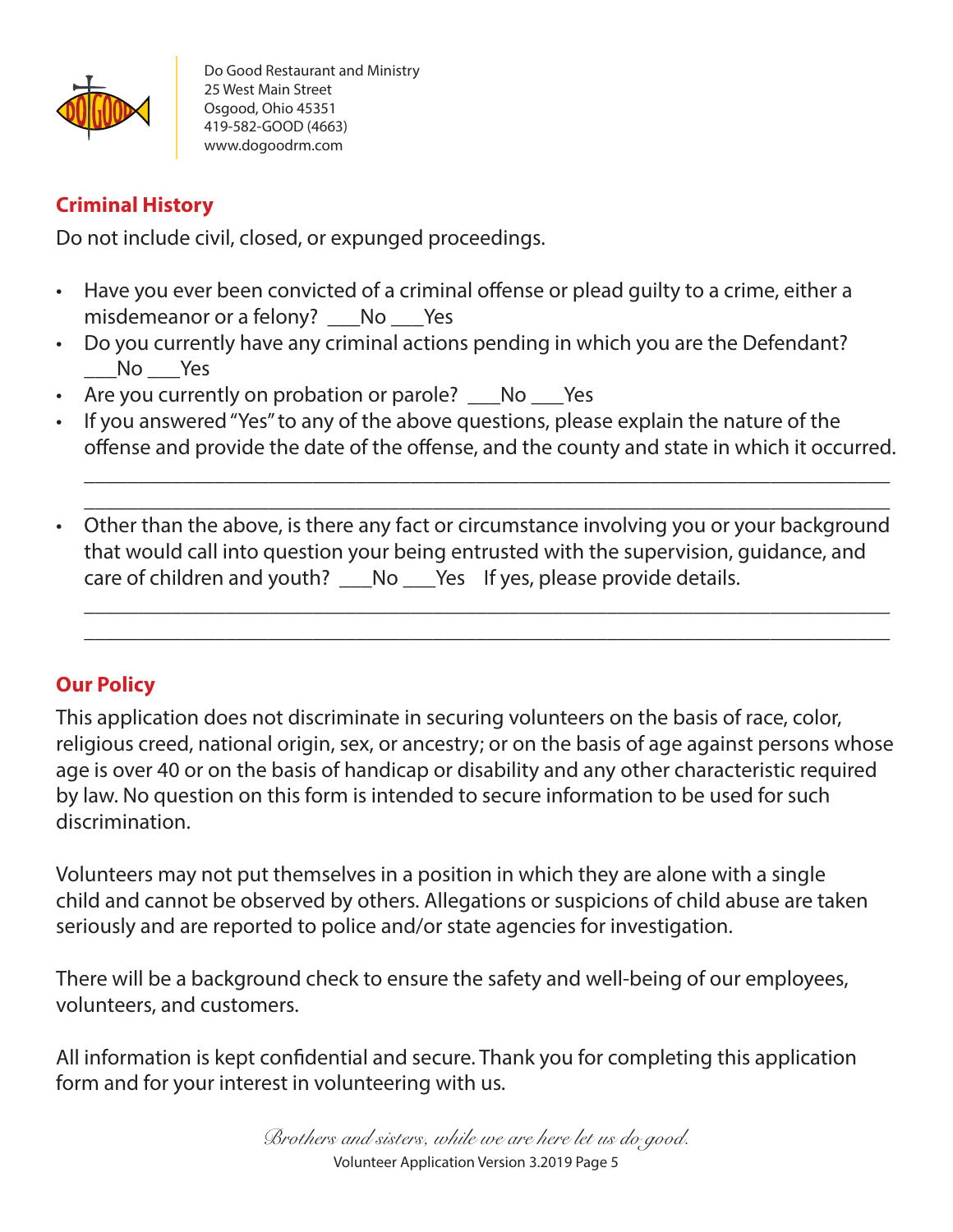Do Good Restaurant and Ministry
25 West Main Street
Osgood, Ohio 45351
419-582-GOOD (4663)
www.dogoodrm.com

## Criminal History

Do not include civil, closed, or expunged proceedings.

- Have you ever been convicted of a criminal offense or plead guilty to a crime, either a misdemeanor or a felony? ___No ___Yes
- Do you currently have any criminal actions pending in which you are the Defendant? ___No ___Yes
- Are you currently on probation or parole? ___No ___Yes
- If you answered "Yes" to any of the above questions, please explain the nature of the offense and provide the date of the offense, and the county and state in which it occurred.

  ___________________________________________________________________________

  ___________________________________________________________________________

- Other than the above, is there any fact or circumstance involving you or your background that would call into question your being entrusted with the supervision, guidance, and care of children and youth? ___No ___Yes If yes, please provide details.

  ___________________________________________________________________________

  ___________________________________________________________________________

## Our Policy

This application does not discriminate in securing volunteers on the basis of race, color, religious creed, national origin, sex, or ancestry; or on the basis of age against persons whose age is over 40 or on the basis of handicap or disability and any other characteristic required by law. No question on this form is intended to secure information to be used for such discrimination.

Volunteers may not put themselves in a position in which they are alone with a single child and cannot be observed by others. Allegations or suspicions of child abuse are taken seriously and are reported to police and/or state agencies for investigation.

There will be a background check to ensure the safety and well-being of our employees, volunteers, and customers.

All information is kept confidential and secure. Thank you for completing this application form and for your interest in volunteering with us.

*Brothers and sisters, while we are here let us do good.*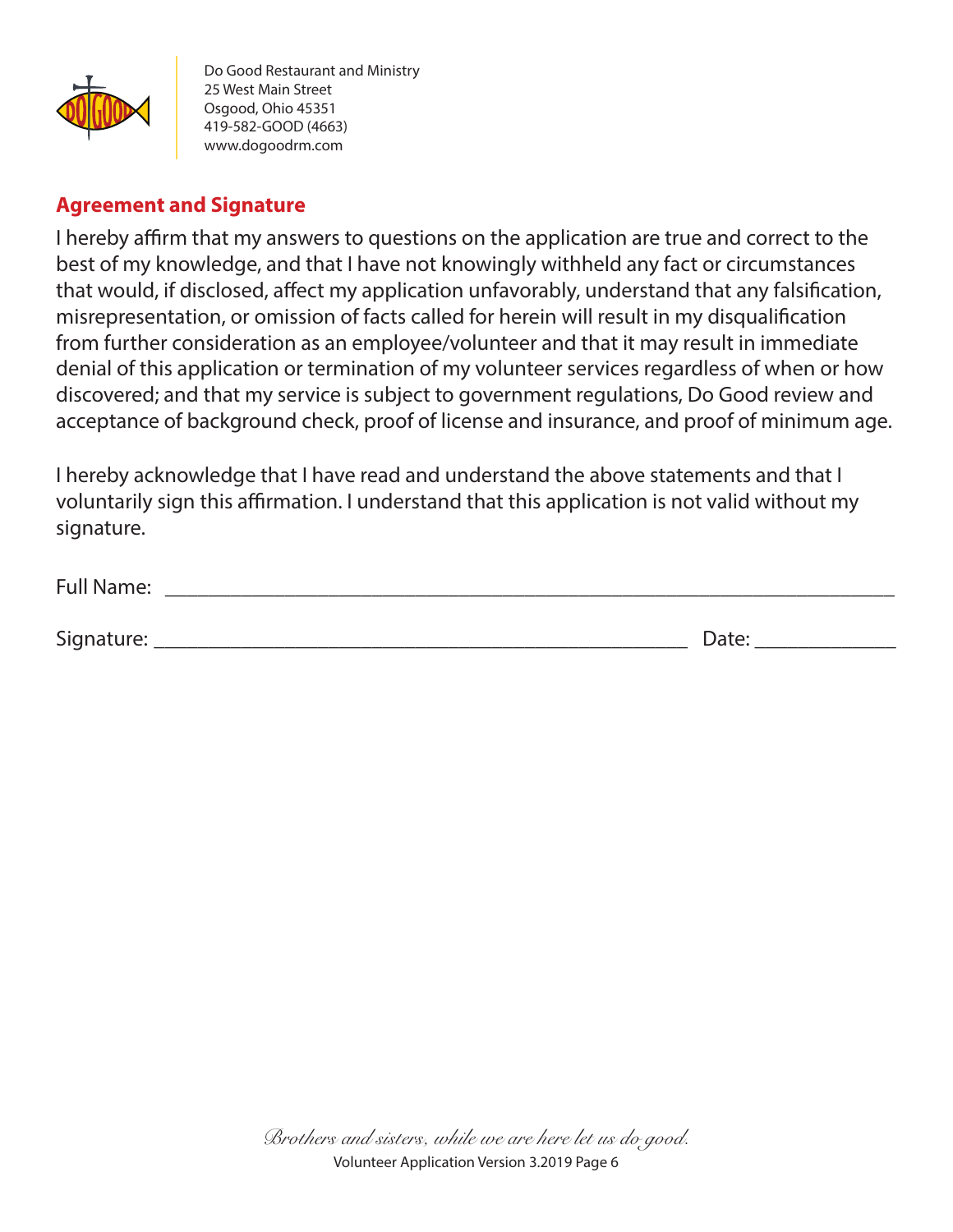Do Good Restaurant and Ministry
25 West Main Street
Osgood, Ohio 45351
419-582-GOOD (4663)
www.dogoodrm.com

## Agreement and Signature

I hereby affirm that my answers to questions on the application are true and correct to the best of my knowledge, and that I have not knowingly withheld any fact or circumstances that would, if disclosed, affect my application unfavorably, understand that any falsification, misrepresentation, or omission of facts called for herein will result in my disqualification from further consideration as an employee/volunteer and that it may result in immediate denial of this application or termination of my volunteer services regardless of when or how discovered; and that my service is subject to government regulations, Do Good review and acceptance of background check, proof of license and insurance, and proof of minimum age.

I hereby acknowledge that I have read and understand the above statements and that I voluntarily sign this affirmation. I understand that this application is not valid without my signature.

Full Name: ___________________________________________________________

Signature: _______________________________________________ Date: ____________

*Brothers and sisters, while we are here let us do good.*